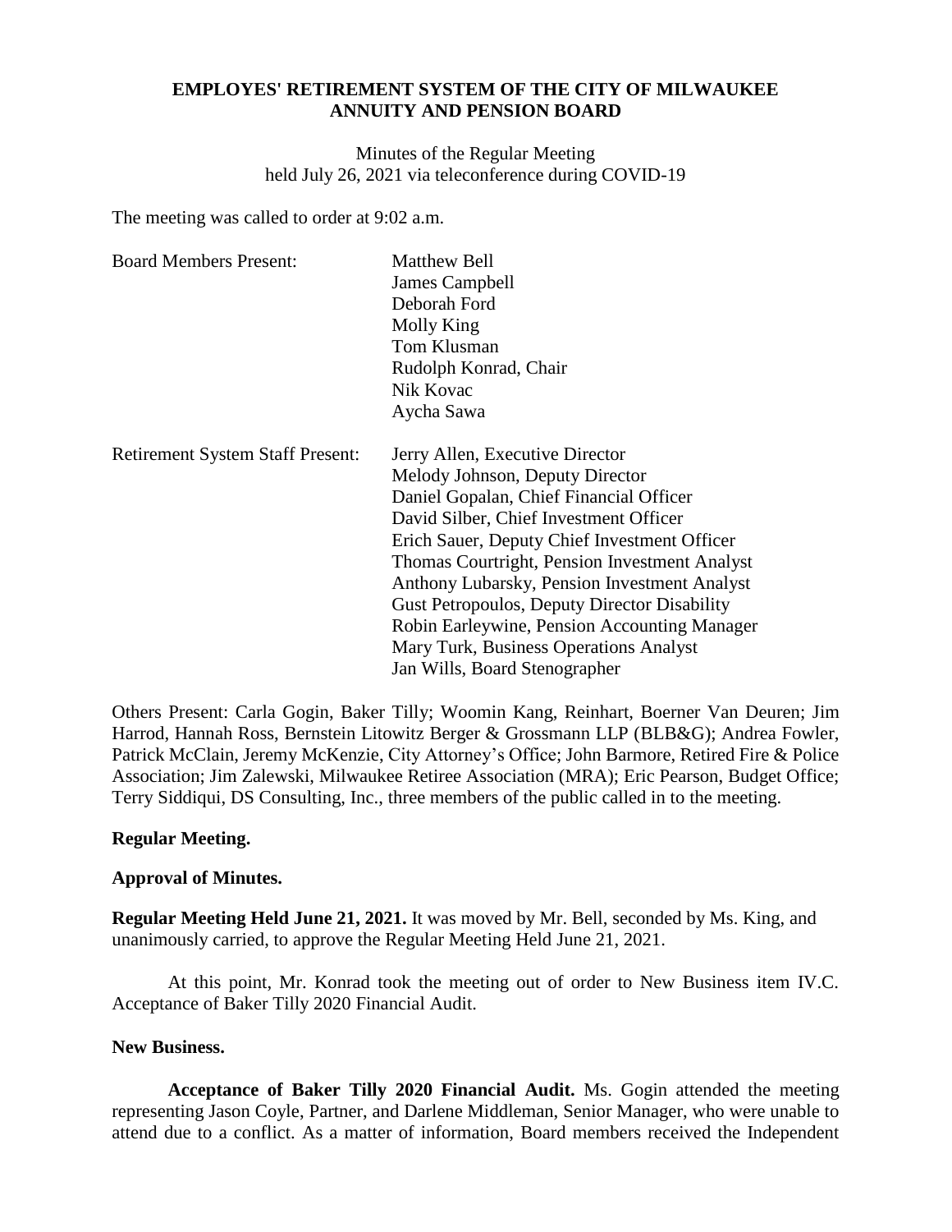**EMPLOYES' RETIREMENT SYSTEM OF THE CITY OF MILWAUKEE**
**ANNUITY AND PENSION BOARD**

Minutes of the Regular Meeting
held July 26, 2021 via teleconference during COVID-19

The meeting was called to order at 9:02 a.m.

| | |
|---|---|
| Board Members Present: | Matthew Bell |
| | James Campbell |
| | Deborah Ford |
| | Molly King |
| | Tom Klusman |
| | Rudolph Konrad, Chair |
| | Nik Kovac |
| | Aycha Sawa |
| Retirement System Staff Present: | Jerry Allen, Executive Director |
| | Melody Johnson, Deputy Director |
| | Daniel Gopalan, Chief Financial Officer |
| | David Silber, Chief Investment Officer |
| | Erich Sauer, Deputy Chief Investment Officer |
| | Thomas Courtright, Pension Investment Analyst |
| | Anthony Lubarsky, Pension Investment Analyst |
| | Gust Petropoulos, Deputy Director Disability |
| | Robin Earleywine, Pension Accounting Manager |
| | Mary Turk, Business Operations Analyst |
| | Jan Wills, Board Stenographer |

Others Present: Carla Gogin, Baker Tilly; Woomin Kang, Reinhart, Boerner Van Deuren; Jim Harrod, Hannah Ross, Bernstein Litowitz Berger & Grossmann LLP (BLB&G); Andrea Fowler, Patrick McClain, Jeremy McKenzie, City Attorney's Office; John Barmore, Retired Fire & Police Association; Jim Zalewski, Milwaukee Retiree Association (MRA); Eric Pearson, Budget Office; Terry Siddiqui, DS Consulting, Inc., three members of the public called in to the meeting.

**Regular Meeting.**

**Approval of Minutes.**

**Regular Meeting Held June 21, 2021.** It was moved by Mr. Bell, seconded by Ms. King, and unanimously carried, to approve the Regular Meeting Held June 21, 2021.

At this point, Mr. Konrad took the meeting out of order to New Business item IV.C. Acceptance of Baker Tilly 2020 Financial Audit.

**New Business.**

**Acceptance of Baker Tilly 2020 Financial Audit.** Ms. Gogin attended the meeting representing Jason Coyle, Partner, and Darlene Middleman, Senior Manager, who were unable to attend due to a conflict. As a matter of information, Board members received the Independent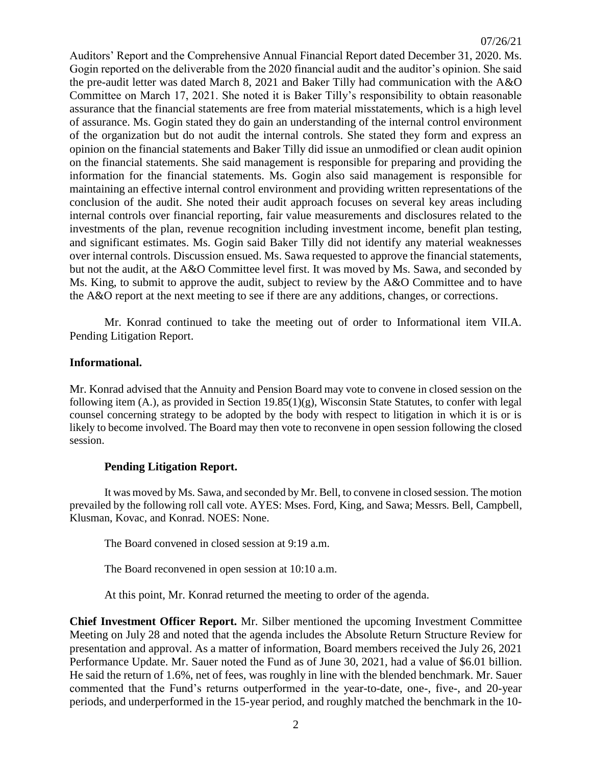Auditors' Report and the Comprehensive Annual Financial Report dated December 31, 2020. Ms. Gogin reported on the deliverable from the 2020 financial audit and the auditor's opinion. She said the pre-audit letter was dated March 8, 2021 and Baker Tilly had communication with the A&O Committee on March 17, 2021. She noted it is Baker Tilly's responsibility to obtain reasonable assurance that the financial statements are free from material misstatements, which is a high level of assurance. Ms. Gogin stated they do gain an understanding of the internal control environment of the organization but do not audit the internal controls. She stated they form and express an opinion on the financial statements and Baker Tilly did issue an unmodified or clean audit opinion on the financial statements. She said management is responsible for preparing and providing the information for the financial statements. Ms. Gogin also said management is responsible for maintaining an effective internal control environment and providing written representations of the conclusion of the audit. She noted their audit approach focuses on several key areas including internal controls over financial reporting, fair value measurements and disclosures related to the investments of the plan, revenue recognition including investment income, benefit plan testing, and significant estimates. Ms. Gogin said Baker Tilly did not identify any material weaknesses over internal controls. Discussion ensued. Ms. Sawa requested to approve the financial statements, but not the audit, at the A&O Committee level first. It was moved by Ms. Sawa, and seconded by Ms. King, to submit to approve the audit, subject to review by the A&O Committee and to have the A&O report at the next meeting to see if there are any additions, changes, or corrections.

Mr. Konrad continued to take the meeting out of order to Informational item VII.A. Pending Litigation Report.

**Informational.**

Mr. Konrad advised that the Annuity and Pension Board may vote to convene in closed session on the following item (A.), as provided in Section 19.85(1)(g), Wisconsin State Statutes, to confer with legal counsel concerning strategy to be adopted by the body with respect to litigation in which it is or is likely to become involved. The Board may then vote to reconvene in open session following the closed session.

**Pending Litigation Report.**

It was moved by Ms. Sawa, and seconded by Mr. Bell, to convene in closed session. The motion prevailed by the following roll call vote. AYES: Mses. Ford, King, and Sawa; Messrs. Bell, Campbell, Klusman, Kovac, and Konrad. NOES: None.

The Board convened in closed session at 9:19 a.m.

The Board reconvened in open session at 10:10 a.m.

At this point, Mr. Konrad returned the meeting to order of the agenda.

**Chief Investment Officer Report.** Mr. Silber mentioned the upcoming Investment Committee Meeting on July 28 and noted that the agenda includes the Absolute Return Structure Review for presentation and approval. As a matter of information, Board members received the July 26, 2021 Performance Update. Mr. Sauer noted the Fund as of June 30, 2021, had a value of $6.01 billion. He said the return of 1.6%, net of fees, was roughly in line with the blended benchmark. Mr. Sauer commented that the Fund's returns outperformed in the year-to-date, one-, five-, and 20-year periods, and underperformed in the 15-year period, and roughly matched the benchmark in the 10-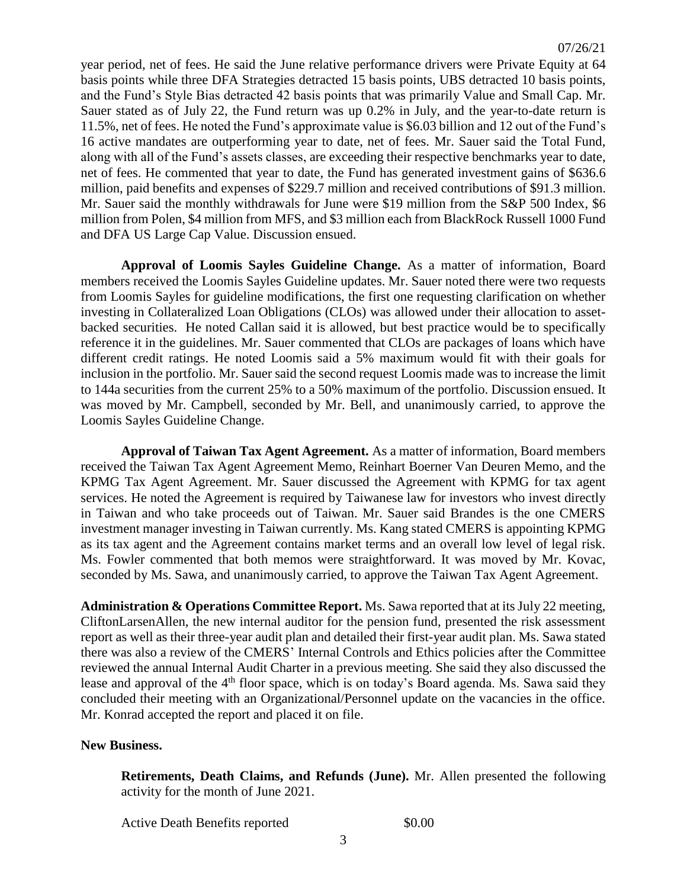year period, net of fees. He said the June relative performance drivers were Private Equity at 64 basis points while three DFA Strategies detracted 15 basis points, UBS detracted 10 basis points, and the Fund's Style Bias detracted 42 basis points that was primarily Value and Small Cap. Mr. Sauer stated as of July 22, the Fund return was up 0.2% in July, and the year-to-date return is 11.5%, net of fees. He noted the Fund's approximate value is \$6.03 billion and 12 out of the Fund's 16 active mandates are outperforming year to date, net of fees. Mr. Sauer said the Total Fund, along with all of the Fund's assets classes, are exceeding their respective benchmarks year to date, net of fees. He commented that year to date, the Fund has generated investment gains of \$636.6 million, paid benefits and expenses of \$229.7 million and received contributions of \$91.3 million. Mr. Sauer said the monthly withdrawals for June were \$19 million from the S&P 500 Index, \$6 million from Polen, \$4 million from MFS, and \$3 million each from BlackRock Russell 1000 Fund and DFA US Large Cap Value. Discussion ensued.

**Approval of Loomis Sayles Guideline Change.** As a matter of information, Board members received the Loomis Sayles Guideline updates. Mr. Sauer noted there were two requests from Loomis Sayles for guideline modifications, the first one requesting clarification on whether investing in Collateralized Loan Obligations (CLOs) was allowed under their allocation to asset-backed securities. He noted Callan said it is allowed, but best practice would be to specifically reference it in the guidelines. Mr. Sauer commented that CLOs are packages of loans which have different credit ratings. He noted Loomis said a 5% maximum would fit with their goals for inclusion in the portfolio. Mr. Sauer said the second request Loomis made was to increase the limit to 144a securities from the current 25% to a 50% maximum of the portfolio. Discussion ensued. It was moved by Mr. Campbell, seconded by Mr. Bell, and unanimously carried, to approve the Loomis Sayles Guideline Change.

**Approval of Taiwan Tax Agent Agreement.** As a matter of information, Board members received the Taiwan Tax Agent Agreement Memo, Reinhart Boerner Van Deuren Memo, and the KPMG Tax Agent Agreement. Mr. Sauer discussed the Agreement with KPMG for tax agent services. He noted the Agreement is required by Taiwanese law for investors who invest directly in Taiwan and who take proceeds out of Taiwan. Mr. Sauer said Brandes is the one CMERS investment manager investing in Taiwan currently. Ms. Kang stated CMERS is appointing KPMG as its tax agent and the Agreement contains market terms and an overall low level of legal risk. Ms. Fowler commented that both memos were straightforward. It was moved by Mr. Kovac, seconded by Ms. Sawa, and unanimously carried, to approve the Taiwan Tax Agent Agreement.

**Administration & Operations Committee Report.** Ms. Sawa reported that at its July 22 meeting, CliftonLarsenAllen, the new internal auditor for the pension fund, presented the risk assessment report as well as their three-year audit plan and detailed their first-year audit plan. Ms. Sawa stated there was also a review of the CMERS' Internal Controls and Ethics policies after the Committee reviewed the annual Internal Audit Charter in a previous meeting. She said they also discussed the lease and approval of the 4th floor space, which is on today's Board agenda. Ms. Sawa said they concluded their meeting with an Organizational/Personnel update on the vacancies in the office. Mr. Konrad accepted the report and placed it on file.

**New Business.**

**Retirements, Death Claims, and Refunds (June).** Mr. Allen presented the following activity for the month of June 2021.

| | |
|---|---|
| Active Death Benefits reported | \$0.00 |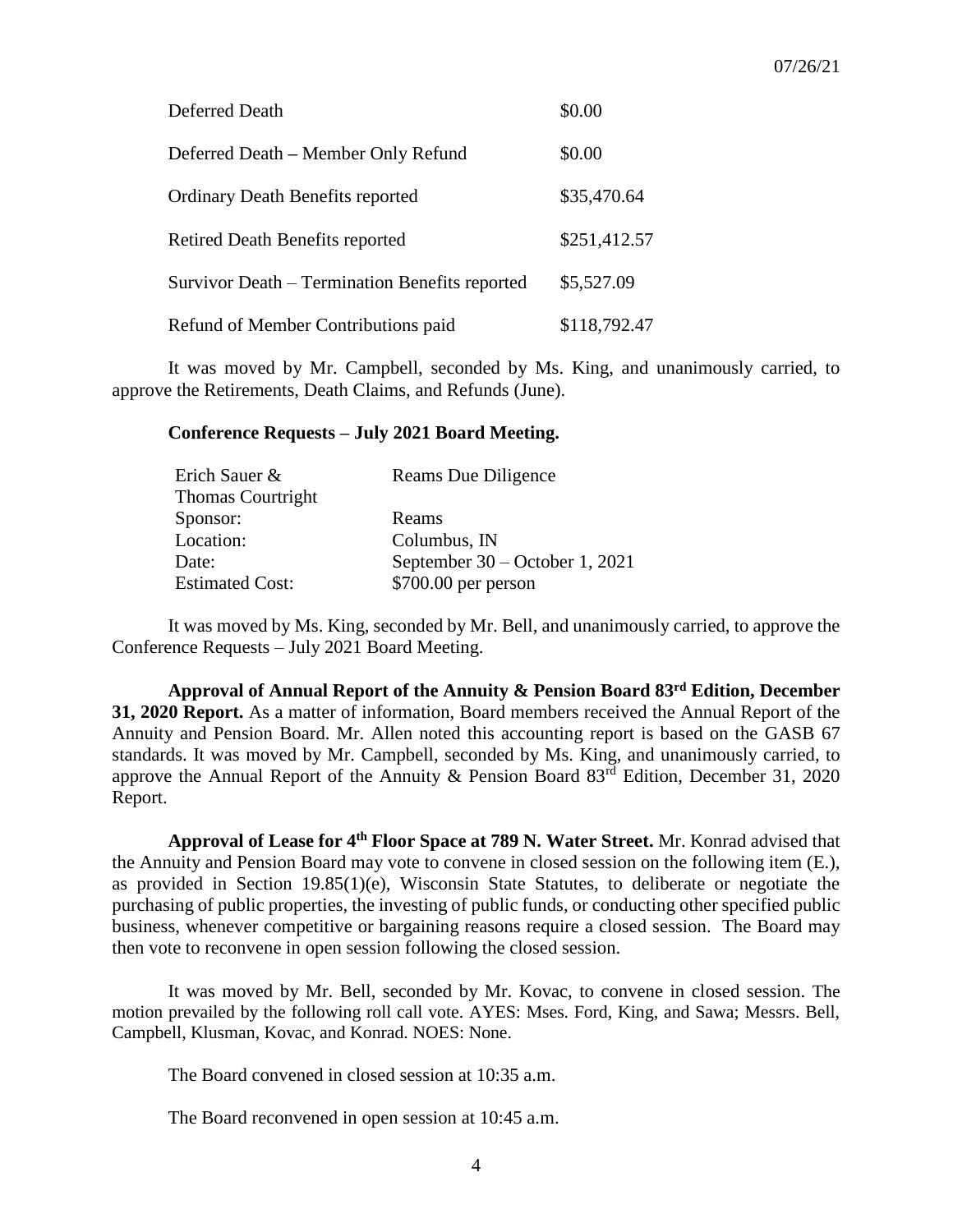| | |
|---|---|
| Deferred Death | \$0.00 |
| Deferred Death – Member Only Refund | \$0.00 |
| Ordinary Death Benefits reported | \$35,470.64 |
| Retired Death Benefits reported | \$251,412.57 |
| Survivor Death – Termination Benefits reported | \$5,527.09 |
| Refund of Member Contributions paid | \$118,792.47 |

It was moved by Mr. Campbell, seconded by Ms. King, and unanimously carried, to approve the Retirements, Death Claims, and Refunds (June).

**Conference Requests – July 2021 Board Meeting.**

| | |
|---|---|
| Erich Sauer & Thomas Courtright | Reams Due Diligence |
| Sponsor: | Reams |
| Location: | Columbus, IN |
| Date: | September 30 – October 1, 2021 |
| Estimated Cost: | \$700.00 per person |

It was moved by Ms. King, seconded by Mr. Bell, and unanimously carried, to approve the Conference Requests – July 2021 Board Meeting.

**Approval of Annual Report of the Annuity & Pension Board 83rd Edition, December 31, 2020 Report.** As a matter of information, Board members received the Annual Report of the Annuity and Pension Board. Mr. Allen noted this accounting report is based on the GASB 67 standards. It was moved by Mr. Campbell, seconded by Ms. King, and unanimously carried, to approve the Annual Report of the Annuity & Pension Board 83rd Edition, December 31, 2020 Report.

**Approval of Lease for 4th Floor Space at 789 N. Water Street.** Mr. Konrad advised that the Annuity and Pension Board may vote to convene in closed session on the following item (E.), as provided in Section 19.85(1)(e), Wisconsin State Statutes, to deliberate or negotiate the purchasing of public properties, the investing of public funds, or conducting other specified public business, whenever competitive or bargaining reasons require a closed session. The Board may then vote to reconvene in open session following the closed session.

It was moved by Mr. Bell, seconded by Mr. Kovac, to convene in closed session. The motion prevailed by the following roll call vote. AYES: Mses. Ford, King, and Sawa; Messrs. Bell, Campbell, Klusman, Kovac, and Konrad. NOES: None.

The Board convened in closed session at 10:35 a.m.

The Board reconvened in open session at 10:45 a.m.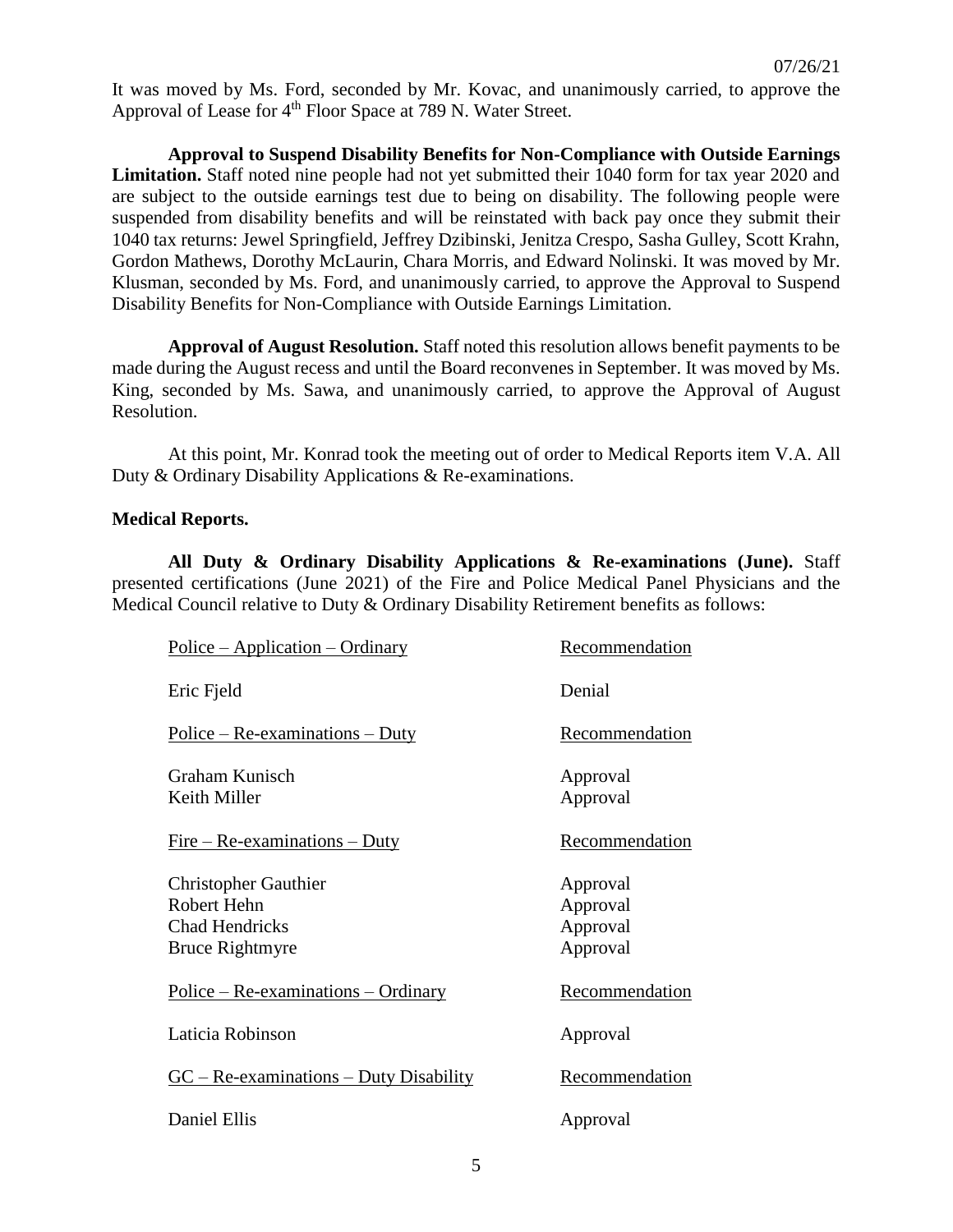It was moved by Ms. Ford, seconded by Mr. Kovac, and unanimously carried, to approve the Approval of Lease for 4th Floor Space at 789 N. Water Street.

**Approval to Suspend Disability Benefits for Non-Compliance with Outside Earnings Limitation.** Staff noted nine people had not yet submitted their 1040 form for tax year 2020 and are subject to the outside earnings test due to being on disability. The following people were suspended from disability benefits and will be reinstated with back pay once they submit their 1040 tax returns: Jewel Springfield, Jeffrey Dzibinski, Jenitza Crespo, Sasha Gulley, Scott Krahn, Gordon Mathews, Dorothy McLaurin, Chara Morris, and Edward Nolinski. It was moved by Mr. Klusman, seconded by Ms. Ford, and unanimously carried, to approve the Approval to Suspend Disability Benefits for Non-Compliance with Outside Earnings Limitation.

**Approval of August Resolution.** Staff noted this resolution allows benefit payments to be made during the August recess and until the Board reconvenes in September. It was moved by Ms. King, seconded by Ms. Sawa, and unanimously carried, to approve the Approval of August Resolution.

At this point, Mr. Konrad took the meeting out of order to Medical Reports item V.A. All Duty & Ordinary Disability Applications & Re-examinations.

**Medical Reports.**

**All Duty & Ordinary Disability Applications & Re-examinations (June).** Staff presented certifications (June 2021) of the Fire and Police Medical Panel Physicians and the Medical Council relative to Duty & Ordinary Disability Retirement benefits as follows:

| Police – Application – Ordinary | Recommendation |
|---|---|
| Eric Fjeld | Denial |
| **Police – Re-examinations – Duty** | **Recommendation** |
| Graham Kunisch | Approval |
| Keith Miller | Approval |
| **Fire – Re-examinations – Duty** | **Recommendation** |
| Christopher Gauthier | Approval |
| Robert Hehn | Approval |
| Chad Hendricks | Approval |
| Bruce Rightmyre | Approval |
| **Police – Re-examinations – Ordinary** | **Recommendation** |
| Laticia Robinson | Approval |
| **GC – Re-examinations – Duty Disability** | **Recommendation** |
| Daniel Ellis | Approval |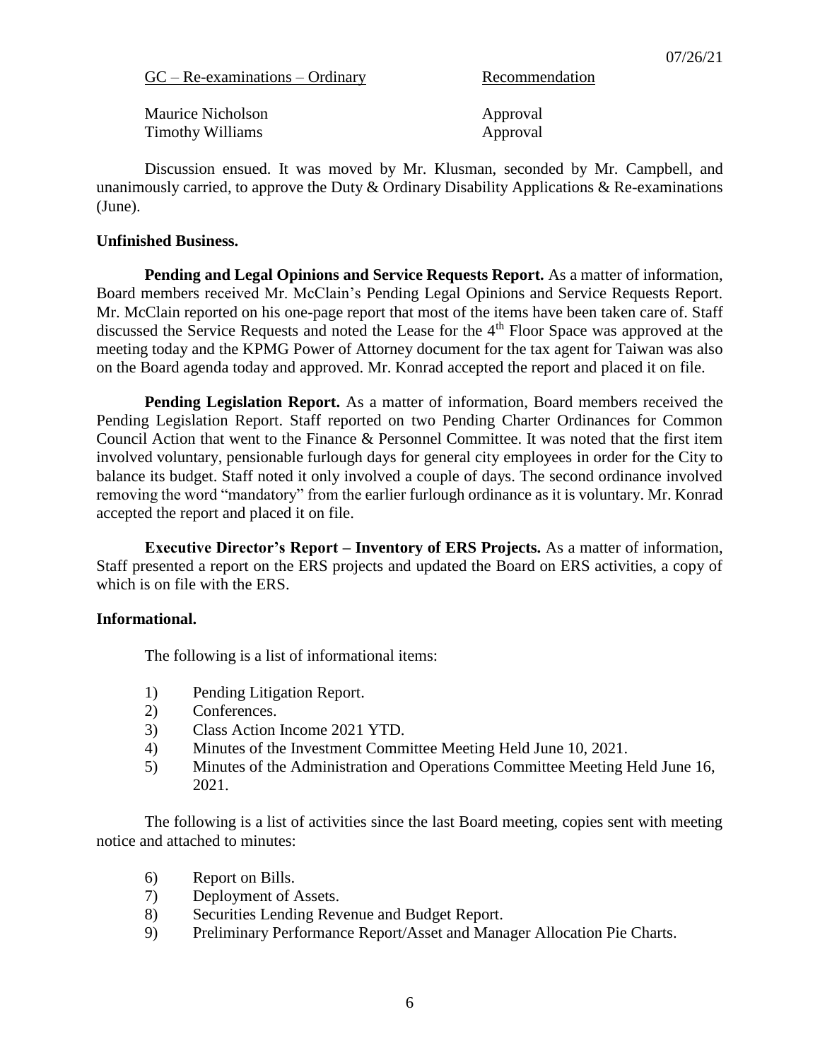07/26/21

| GC – Re-examinations – Ordinary | Recommendation |
|---|---|
| Maurice Nicholson | Approval |
| Timothy Williams | Approval |

Discussion ensued. It was moved by Mr. Klusman, seconded by Mr. Campbell, and unanimously carried, to approve the Duty & Ordinary Disability Applications & Re-examinations (June).

**Unfinished Business.**

**Pending and Legal Opinions and Service Requests Report.** As a matter of information, Board members received Mr. McClain's Pending Legal Opinions and Service Requests Report. Mr. McClain reported on his one-page report that most of the items have been taken care of. Staff discussed the Service Requests and noted the Lease for the 4th Floor Space was approved at the meeting today and the KPMG Power of Attorney document for the tax agent for Taiwan was also on the Board agenda today and approved. Mr. Konrad accepted the report and placed it on file.

**Pending Legislation Report.** As a matter of information, Board members received the Pending Legislation Report. Staff reported on two Pending Charter Ordinances for Common Council Action that went to the Finance & Personnel Committee. It was noted that the first item involved voluntary, pensionable furlough days for general city employees in order for the City to balance its budget. Staff noted it only involved a couple of days. The second ordinance involved removing the word "mandatory" from the earlier furlough ordinance as it is voluntary. Mr. Konrad accepted the report and placed it on file.

**Executive Director's Report – Inventory of ERS Projects.** As a matter of information, Staff presented a report on the ERS projects and updated the Board on ERS activities, a copy of which is on file with the ERS.

**Informational.**

The following is a list of informational items:

1) Pending Litigation Report.
2) Conferences.
3) Class Action Income 2021 YTD.
4) Minutes of the Investment Committee Meeting Held June 10, 2021.
5) Minutes of the Administration and Operations Committee Meeting Held June 16, 2021.

The following is a list of activities since the last Board meeting, copies sent with meeting notice and attached to minutes:

6) Report on Bills.
7) Deployment of Assets.
8) Securities Lending Revenue and Budget Report.
9) Preliminary Performance Report/Asset and Manager Allocation Pie Charts.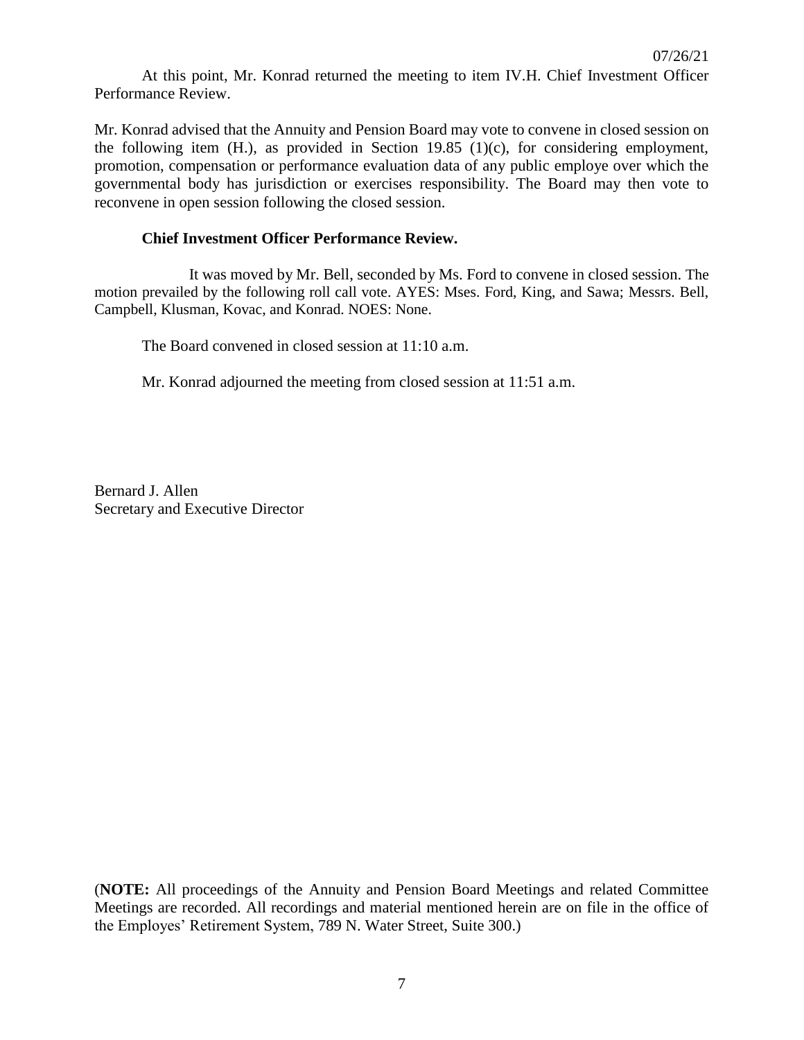07/26/21

At this point, Mr. Konrad returned the meeting to item IV.H. Chief Investment Officer Performance Review.

Mr. Konrad advised that the Annuity and Pension Board may vote to convene in closed session on the following item (H.), as provided in Section 19.85 (1)(c), for considering employment, promotion, compensation or performance evaluation data of any public employe over which the governmental body has jurisdiction or exercises responsibility. The Board may then vote to reconvene in open session following the closed session.

**Chief Investment Officer Performance Review.**

It was moved by Mr. Bell, seconded by Ms. Ford to convene in closed session. The motion prevailed by the following roll call vote. AYES: Mses. Ford, King, and Sawa; Messrs. Bell, Campbell, Klusman, Kovac, and Konrad. NOES: None.

The Board convened in closed session at 11:10 a.m.

Mr. Konrad adjourned the meeting from closed session at 11:51 a.m.

Bernard J. Allen
Secretary and Executive Director

(**NOTE:** All proceedings of the Annuity and Pension Board Meetings and related Committee Meetings are recorded. All recordings and material mentioned herein are on file in the office of the Employes' Retirement System, 789 N. Water Street, Suite 300.)